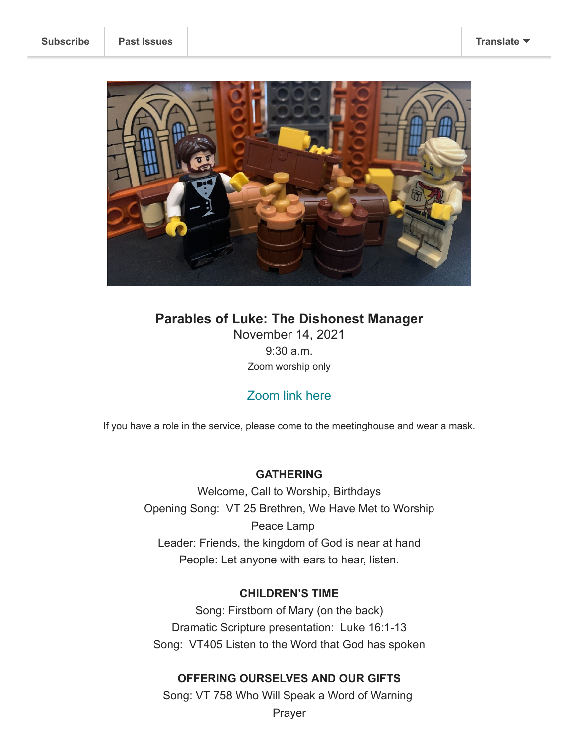Subscribe | Past Issues | Translate

## Parables of Luke: The Dishonest Manager

November 14, 2021

9:30 a.m.

Zoom worship only

[Zoom link here]

If you have a role in the service, please come to the meetinghouse and wear a mask.

**GATHERING**

Welcome, Call to Worship, Birthdays

Opening Song: VT 25 Brethren, We Have Met to Worship

Peace Lamp

Leader: Friends, the kingdom of God is near at hand

People: Let anyone with ears to hear, listen.

**CHILDREN'S TIME**

Song: Firstborn of Mary (on the back)

Dramatic Scripture presentation: Luke 16:1-13

Song: VT405 Listen to the Word that God has spoken

**OFFERING OURSELVES AND OUR GIFTS**

Song: VT 758 Who Will Speak a Word of Warning

Prayer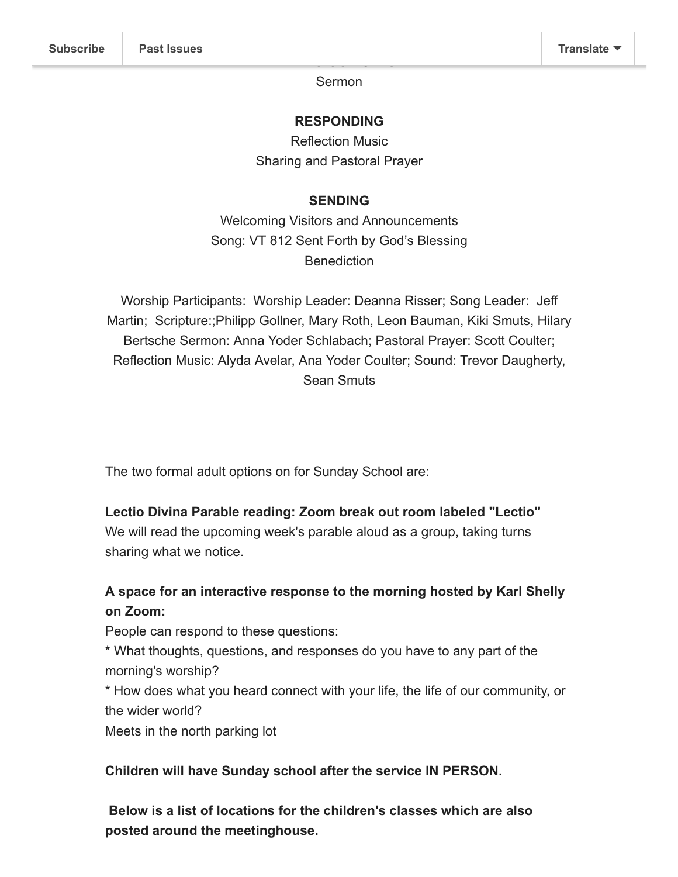Sermon

**RESPONDING**

Reflection Music

Sharing and Pastoral Prayer

**SENDING**

Welcoming Visitors and Announcements

Song: VT 812 Sent Forth by God's Blessing

Benediction

Worship Participants: Worship Leader: Deanna Risser; Song Leader: Jeff Martin; Scripture:;Philipp Gollner, Mary Roth, Leon Bauman, Kiki Smuts, Hilary Bertsche Sermon: Anna Yoder Schlabach; Pastoral Prayer: Scott Coulter; Reflection Music: Alyda Avelar, Ana Yoder Coulter; Sound: Trevor Daugherty, Sean Smuts

The two formal adult options on for Sunday School are:

**Lectio Divina Parable reading: Zoom break out room labeled "Lectio"**
We will read the upcoming week's parable aloud as a group, taking turns sharing what we notice.

**A space for an interactive response to the morning hosted by Karl Shelly on Zoom:**
People can respond to these questions:
* What thoughts, questions, and responses do you have to any part of the morning's worship?
* How does what you heard connect with your life, the life of our community, or the wider world?
Meets in the north parking lot

**Children will have Sunday school after the service IN PERSON.**

**Below is a list of locations for the children's classes which are also posted around the meetinghouse.**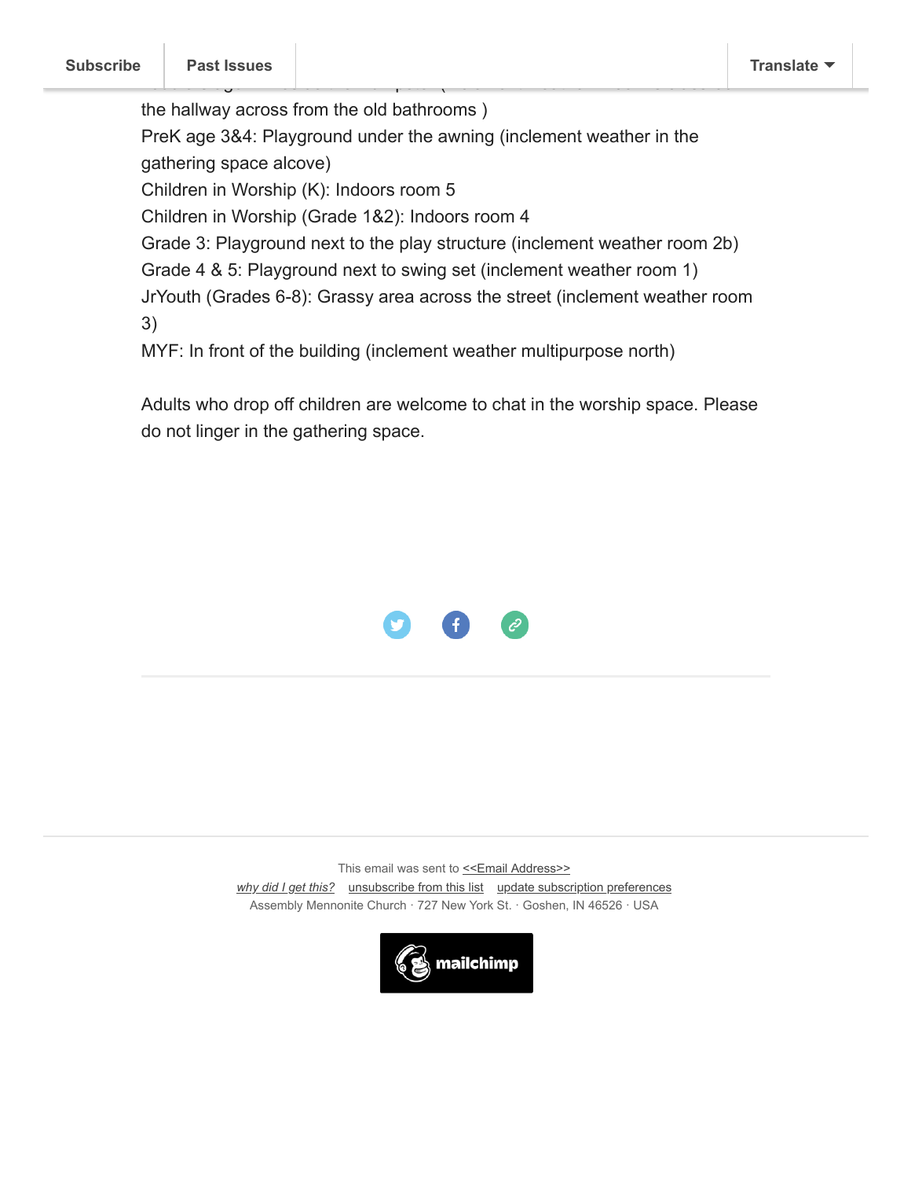the hallway across from the old bathrooms )
PreK age 3&4: Playground under the awning (inclement weather in the gathering space alcove)
Children in Worship (K): Indoors room 5
Children in Worship (Grade 1&2): Indoors room 4
Grade 3: Playground next to the play structure (inclement weather room 2b)
Grade 4 & 5: Playground next to swing set (inclement weather room 1)
JrYouth (Grades 6-8): Grassy area across the street (inclement weather room 3)
MYF: In front of the building (inclement weather multipurpose north)

Adults who drop off children are welcome to chat in the worship space. Please do not linger in the gathering space.

This email was sent to <<Email Address>>
*why did I get this?* unsubscribe from this list update subscription preferences
Assembly Mennonite Church · 727 New York St. · Goshen, IN 46526 · USA